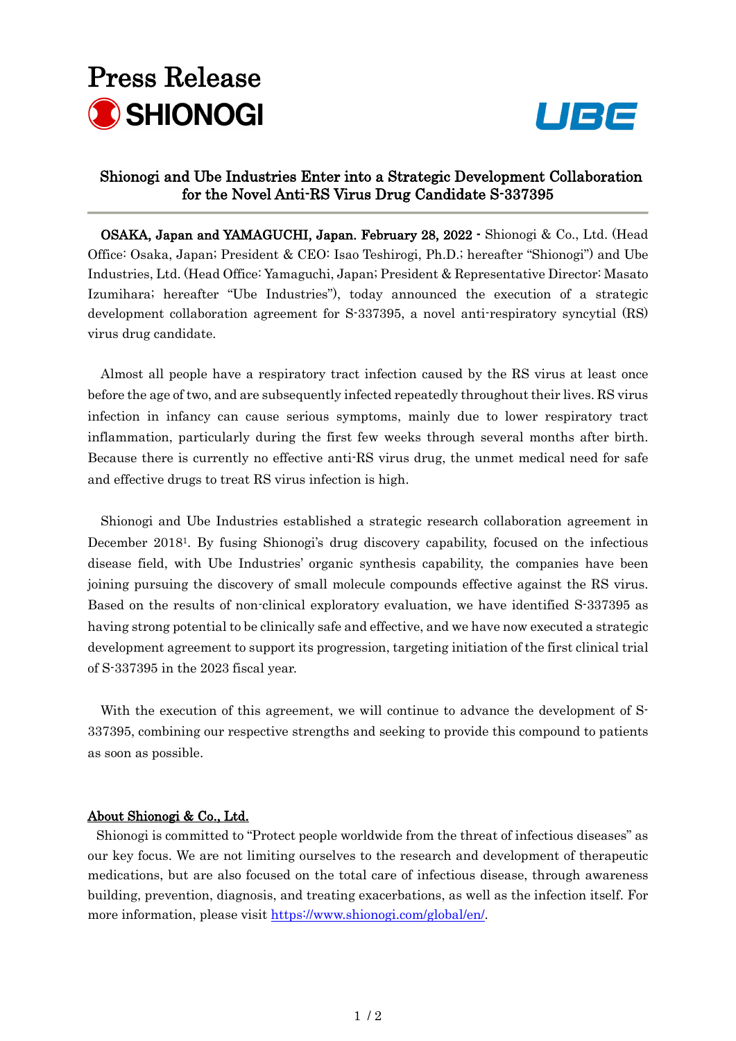# Press Release

SHIONOGI

UBE

## Shionogi and Ube Industries Enter into a Strategic Development Collaboration for the Novel Anti-RS Virus Drug Candidate S-337395

**OSAKA, Japan and YAMAGUCHI, Japan. February 28, 2022 -** Shionogi & Co., Ltd. (Head Office: Osaka, Japan; President & CEO: Isao Teshirogi, Ph.D.; hereafter "Shionogi") and Ube Industries, Ltd. (Head Office: Yamaguchi, Japan; President & Representative Director: Masato Izumihara; hereafter "Ube Industries"), today announced the execution of a strategic development collaboration agreement for S-337395, a novel anti-respiratory syncytial (RS) virus drug candidate.

Almost all people have a respiratory tract infection caused by the RS virus at least once before the age of two, and are subsequently infected repeatedly throughout their lives. RS virus infection in infancy can cause serious symptoms, mainly due to lower respiratory tract inflammation, particularly during the first few weeks through several months after birth. Because there is currently no effective anti-RS virus drug, the unmet medical need for safe and effective drugs to treat RS virus infection is high.

Shionogi and Ube Industries established a strategic research collaboration agreement in December 2018[1]. By fusing Shionogi's drug discovery capability, focused on the infectious disease field, with Ube Industries' organic synthesis capability, the companies have been joining pursuing the discovery of small molecule compounds effective against the RS virus. Based on the results of non-clinical exploratory evaluation, we have identified S-337395 as having strong potential to be clinically safe and effective, and we have now executed a strategic development agreement to support its progression, targeting initiation of the first clinical trial of S-337395 in the 2023 fiscal year.

With the execution of this agreement, we will continue to advance the development of S-337395, combining our respective strengths and seeking to provide this compound to patients as soon as possible.

### About Shionogi & Co., Ltd.

Shionogi is committed to "Protect people worldwide from the threat of infectious diseases" as our key focus. We are not limiting ourselves to the research and development of therapeutic medications, but are also focused on the total care of infectious disease, through awareness building, prevention, diagnosis, and treating exacerbations, as well as the infection itself. For more information, please visit https://www.shionogi.com/global/en/.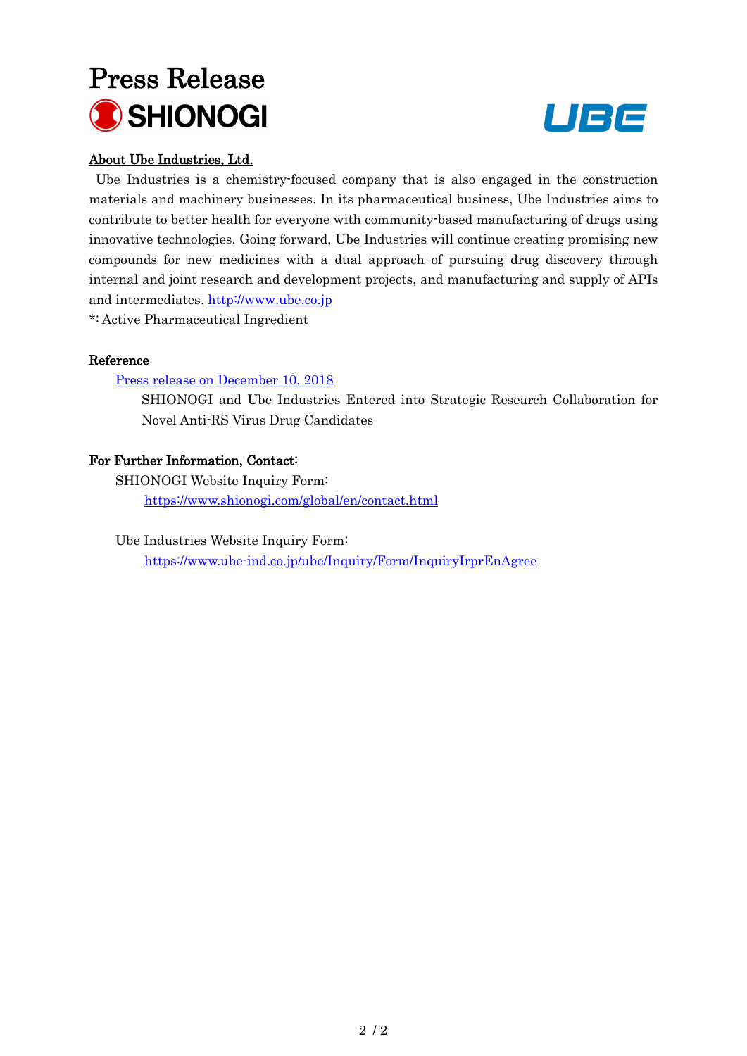Press Release

SHIONOGI

UBE

## About Ube Industries, Ltd.

Ube Industries is a chemistry-focused company that is also engaged in the construction materials and machinery businesses. In its pharmaceutical business, Ube Industries aims to contribute to better health for everyone with community-based manufacturing of drugs using innovative technologies. Going forward, Ube Industries will continue creating promising new compounds for new medicines with a dual approach of pursuing drug discovery through internal and joint research and development projects, and manufacturing and supply of APIs and intermediates. http://www.ube.co.jp

*: Active Pharmaceutical Ingredient

## Reference

Press release on December 10, 2018

SHIONOGI and Ube Industries Entered into Strategic Research Collaboration for Novel Anti-RS Virus Drug Candidates

## For Further Information, Contact:

SHIONOGI Website Inquiry Form:

https://www.shionogi.com/global/en/contact.html

Ube Industries Website Inquiry Form:

https://www.ube-ind.co.jp/ube/Inquiry/Form/InquiryIrprEnAgree